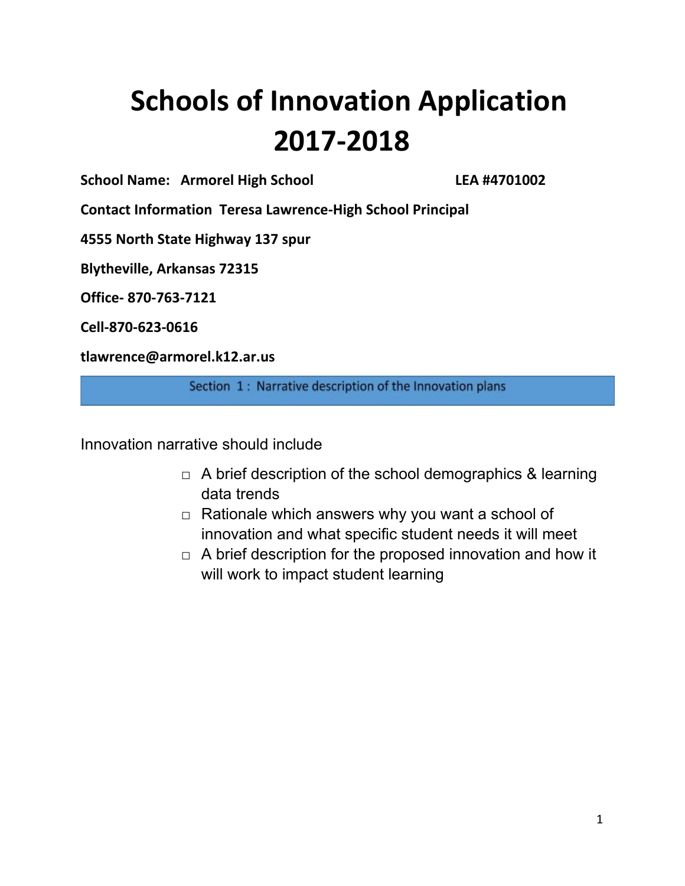# Schools of Innovation Application 2017-2018

**School Name: Armorel High School** **LEA #4701002**

**Contact Information Teresa Lawrence-High School Principal**

**4555 North State Highway 137 spur**

**Blytheville, Arkansas 72315**

**Office- 870-763-7121**

**Cell-870-623-0616**

**tlawrence@armorel.k12.ar.us**

## Section 1 : Narrative description of the Innovation plans

Innovation narrative should include

- □ A brief description of the school demographics & learning data trends
- □ Rationale which answers why you want a school of innovation and what specific student needs it will meet
- □ A brief description for the proposed innovation and how it will work to impact student learning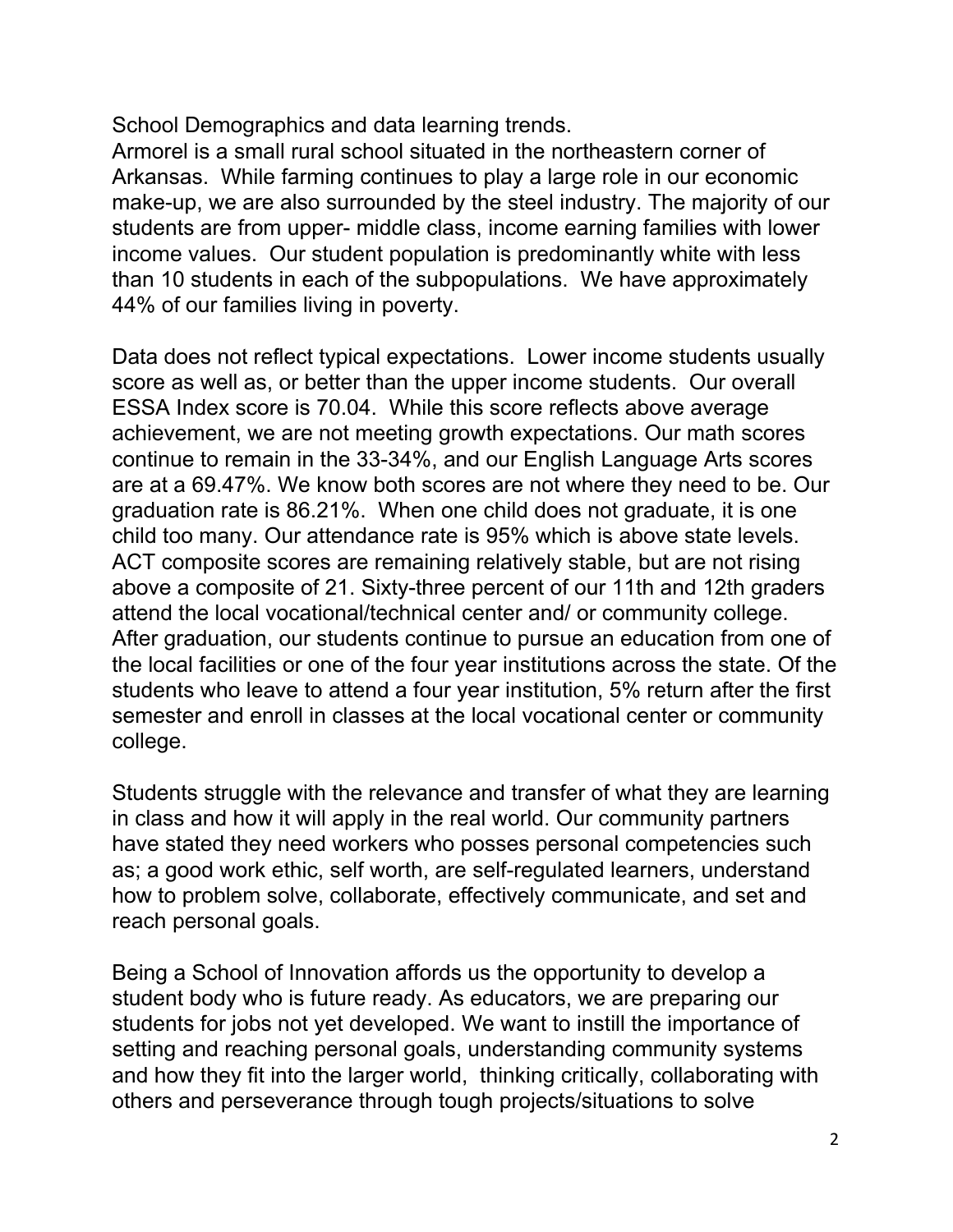School Demographics and data learning trends.
Armorel is a small rural school situated in the northeastern corner of Arkansas. While farming continues to play a large role in our economic make-up, we are also surrounded by the steel industry. The majority of our students are from upper- middle class, income earning families with lower income values. Our student population is predominantly white with less than 10 students in each of the subpopulations. We have approximately 44% of our families living in poverty.

Data does not reflect typical expectations. Lower income students usually score as well as, or better than the upper income students. Our overall ESSA Index score is 70.04. While this score reflects above average achievement, we are not meeting growth expectations. Our math scores continue to remain in the 33-34%, and our English Language Arts scores are at a 69.47%. We know both scores are not where they need to be. Our graduation rate is 86.21%. When one child does not graduate, it is one child too many. Our attendance rate is 95% which is above state levels. ACT composite scores are remaining relatively stable, but are not rising above a composite of 21. Sixty-three percent of our 11th and 12th graders attend the local vocational/technical center and/ or community college. After graduation, our students continue to pursue an education from one of the local facilities or one of the four year institutions across the state. Of the students who leave to attend a four year institution, 5% return after the first semester and enroll in classes at the local vocational center or community college.

Students struggle with the relevance and transfer of what they are learning in class and how it will apply in the real world. Our community partners have stated they need workers who posses personal competencies such as; a good work ethic, self worth, are self-regulated learners, understand how to problem solve, collaborate, effectively communicate, and set and reach personal goals.

Being a School of Innovation affords us the opportunity to develop a student body who is future ready. As educators, we are preparing our students for jobs not yet developed. We want to instill the importance of setting and reaching personal goals, understanding community systems and how they fit into the larger world, thinking critically, collaborating with others and perseverance through tough projects/situations to solve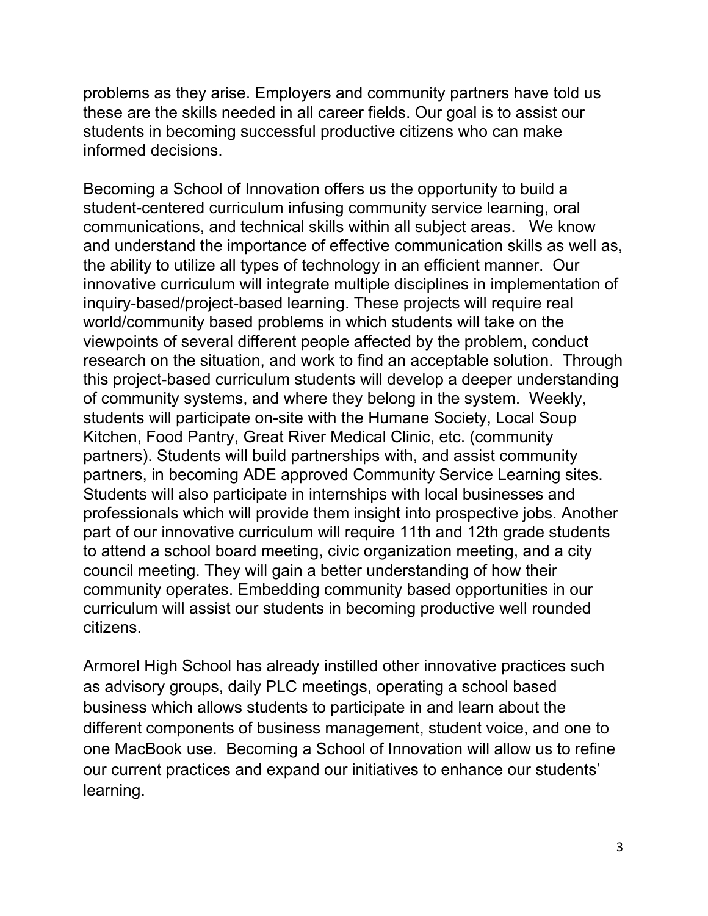problems as they arise. Employers and community partners have told us these are the skills needed in all career fields. Our goal is to assist our students in becoming successful productive citizens who can make informed decisions.

Becoming a School of Innovation offers us the opportunity to build a student-centered curriculum infusing community service learning, oral communications, and technical skills within all subject areas. We know and understand the importance of effective communication skills as well as, the ability to utilize all types of technology in an efficient manner. Our innovative curriculum will integrate multiple disciplines in implementation of inquiry-based/project-based learning. These projects will require real world/community based problems in which students will take on the viewpoints of several different people affected by the problem, conduct research on the situation, and work to find an acceptable solution. Through this project-based curriculum students will develop a deeper understanding of community systems, and where they belong in the system. Weekly, students will participate on-site with the Humane Society, Local Soup Kitchen, Food Pantry, Great River Medical Clinic, etc. (community partners). Students will build partnerships with, and assist community partners, in becoming ADE approved Community Service Learning sites. Students will also participate in internships with local businesses and professionals which will provide them insight into prospective jobs. Another part of our innovative curriculum will require 11th and 12th grade students to attend a school board meeting, civic organization meeting, and a city council meeting. They will gain a better understanding of how their community operates. Embedding community based opportunities in our curriculum will assist our students in becoming productive well rounded citizens.

Armorel High School has already instilled other innovative practices such as advisory groups, daily PLC meetings, operating a school based business which allows students to participate in and learn about the different components of business management, student voice, and one to one MacBook use. Becoming a School of Innovation will allow us to refine our current practices and expand our initiatives to enhance our students' learning.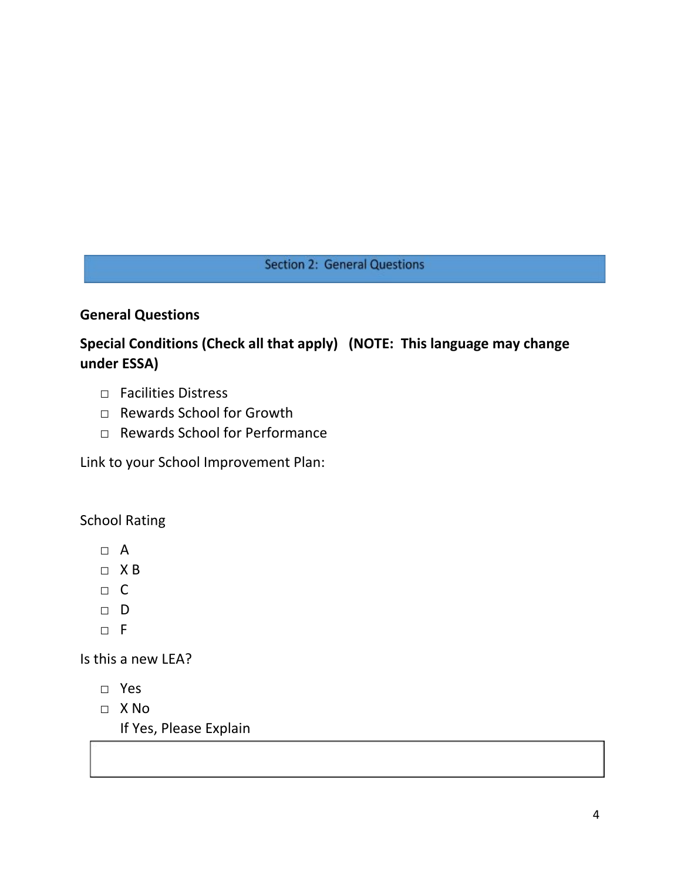## Section 2: General Questions

**General Questions**

**Special Conditions (Check all that apply) (NOTE: This language may change under ESSA)**

- □ Facilities Distress
- □ Rewards School for Growth
- □ Rewards School for Performance

Link to your School Improvement Plan:

School Rating

- □ A
- □ X B
- □ C
- □ D
- □ F

Is this a new LEA?

- □ Yes
- □ X No

If Yes, Please Explain

|  |
|---|
|  |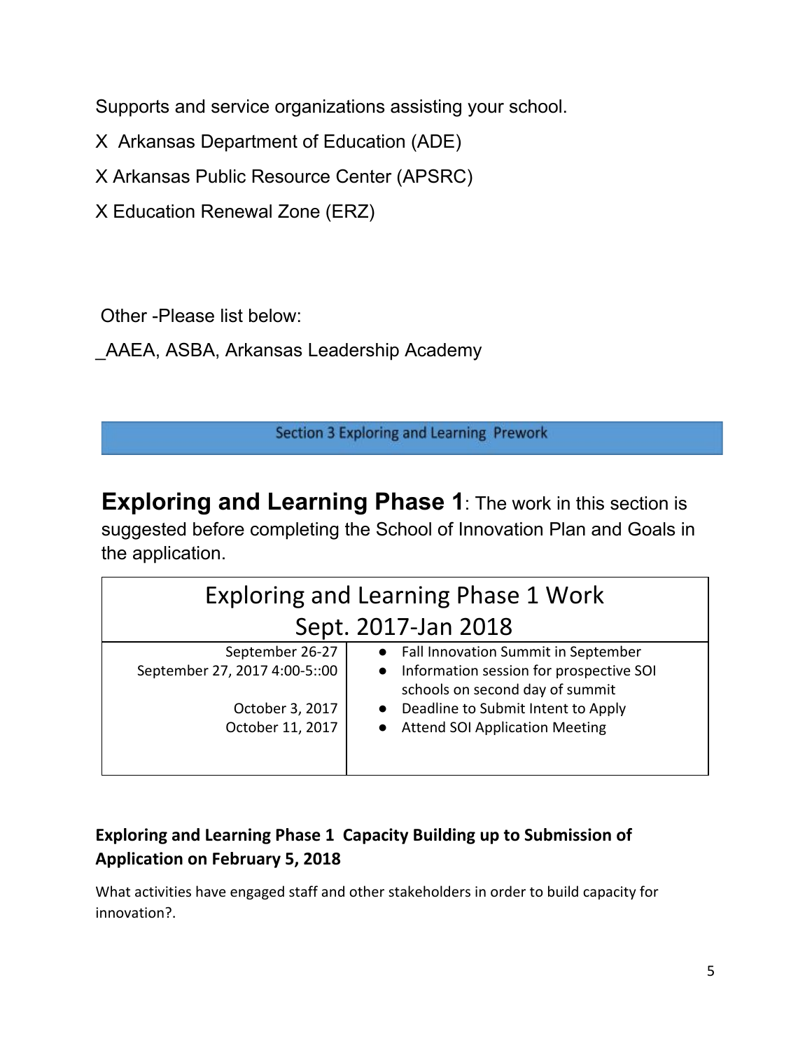Supports and service organizations assisting your school.

X  Arkansas Department of Education (ADE)

X Arkansas Public Resource Center (APSRC)

X Education Renewal Zone (ERZ)

Other -Please list below:

_AAEA, ASBA, Arkansas Leadership Academy

## Section 3 Exploring and Learning  Prework

**Exploring and Learning Phase 1**: The work in this section is suggested before completing the School of Innovation Plan and Goals in the application.

| Exploring and Learning Phase 1 Work<br>Sept. 2017-Jan 2018 | |
|---|---|
| September 26-27<br>September 27, 2017 4:00-5::00<br><br>October 3, 2017<br>October 11, 2017 | • Fall Innovation Summit in September<br>• Information session for prospective SOI schools on second day of summit<br>• Deadline to Submit Intent to Apply<br>• Attend SOI Application Meeting |

### Exploring and Learning Phase 1  Capacity Building up to Submission of Application on February 5, 2018

What activities have engaged staff and other stakeholders in order to build capacity for innovation?.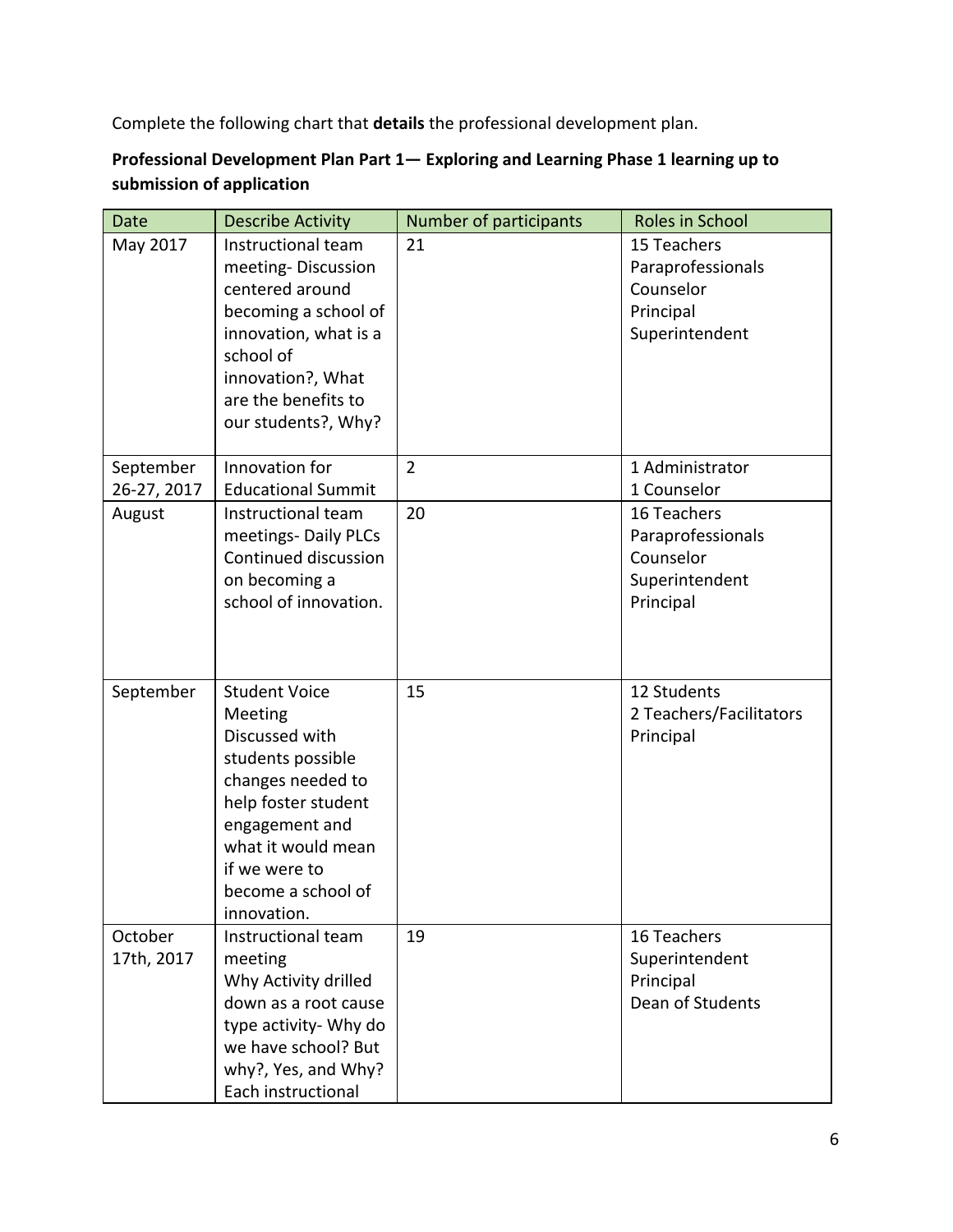Complete the following chart that **details** the professional development plan.

**Professional Development Plan Part 1— Exploring and Learning Phase 1 learning up to submission of application**

| Date | Describe Activity | Number of participants | Roles in School |
|---|---|---|---|
| May 2017 | Instructional team meeting- Discussion centered around becoming a school of innovation, what is a school of innovation?, What are the benefits to our students?, Why? | 21 | 15 Teachers<br>Paraprofessionals<br>Counselor<br>Principal<br>Superintendent |
| September 26-27, 2017 | Innovation for Educational Summit | 2 | 1 Administrator<br>1 Counselor |
| August | Instructional team meetings- Daily PLCs Continued discussion on becoming a school of innovation. | 20 | 16 Teachers<br>Paraprofessionals<br>Counselor<br>Superintendent<br>Principal |
| September | Student Voice Meeting<br>Discussed with students possible changes needed to help foster student engagement and what it would mean if we were to become a school of innovation. | 15 | 12 Students<br>2 Teachers/Facilitators<br>Principal |
| October 17th, 2017 | Instructional team meeting<br>Why Activity drilled down as a root cause type activity- Why do we have school? But why?, Yes, and Why? Each instructional | 19 | 16 Teachers<br>Superintendent<br>Principal<br>Dean of Students |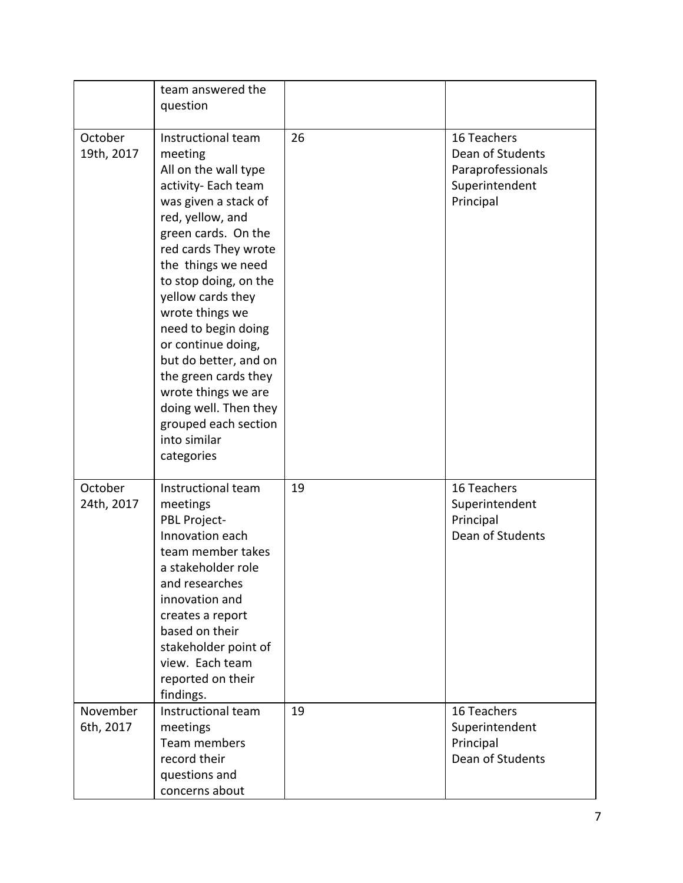| | | | |
|---|---|---|---|
| | team answered the question | | |
| October 19th, 2017 | Instructional team meeting<br>All on the wall type activity- Each team was given a stack of red, yellow, and green cards. On the red cards They wrote the things we need to stop doing, on the yellow cards they wrote things we need to begin doing or continue doing, but do better, and on the green cards they wrote things we are doing well. Then they grouped each section into similar categories | 26 | 16 Teachers<br>Dean of Students<br>Paraprofessionals<br>Superintendent<br>Principal |
| October 24th, 2017 | Instructional team meetings<br>PBL Project- Innovation each team member takes a stakeholder role and researches innovation and creates a report based on their stakeholder point of view. Each team reported on their findings. | 19 | 16 Teachers<br>Superintendent<br>Principal<br>Dean of Students |
| November 6th, 2017 | Instructional team meetings<br>Team members record their questions and concerns about | 19 | 16 Teachers<br>Superintendent<br>Principal<br>Dean of Students |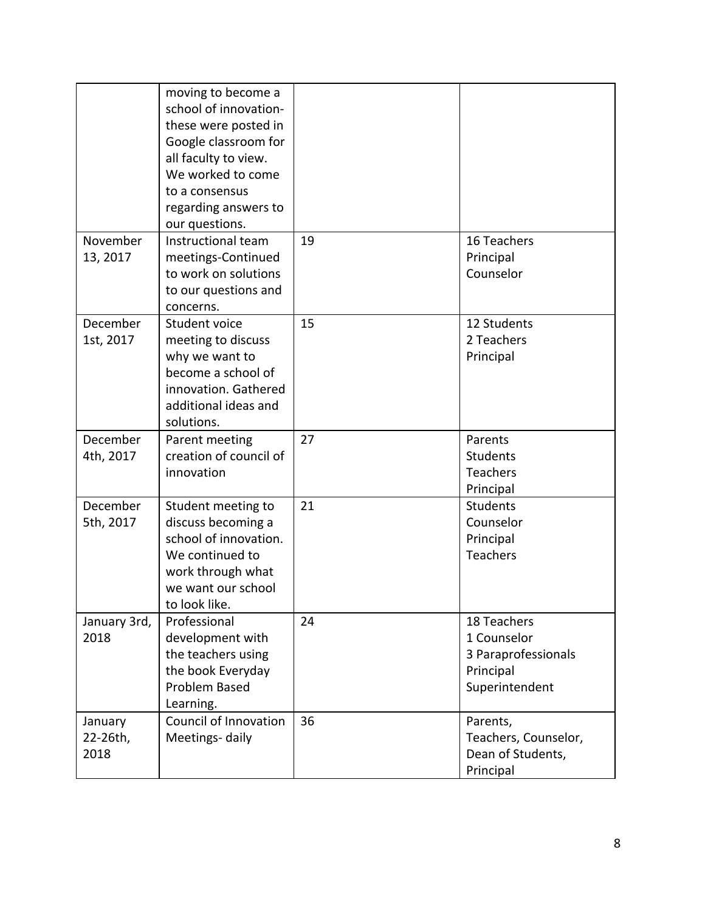| | | | |
|---|---|---|---|
| | moving to become a school of innovation-these were posted in Google classroom for all faculty to view. We worked to come to a consensus regarding answers to our questions. | | |
| November 13, 2017 | Instructional team meetings-Continued to work on solutions to our questions and concerns. | 19 | 16 Teachers<br>Principal<br>Counselor |
| December 1st, 2017 | Student voice meeting to discuss why we want to become a school of innovation. Gathered additional ideas and solutions. | 15 | 12 Students<br>2 Teachers<br>Principal |
| December 4th, 2017 | Parent meeting creation of council of innovation | 27 | Parents<br>Students<br>Teachers<br>Principal |
| December 5th, 2017 | Student meeting to discuss becoming a school of innovation. We continued to work through what we want our school to look like. | 21 | Students<br>Counselor<br>Principal<br>Teachers |
| January 3rd, 2018 | Professional development with the teachers using the book Everyday Problem Based Learning. | 24 | 18 Teachers<br>1 Counselor<br>3 Paraprofessionals<br>Principal<br>Superintendent |
| January 22-26th, 2018 | Council of Innovation Meetings- daily | 36 | Parents,<br>Teachers, Counselor,<br>Dean of Students,<br>Principal |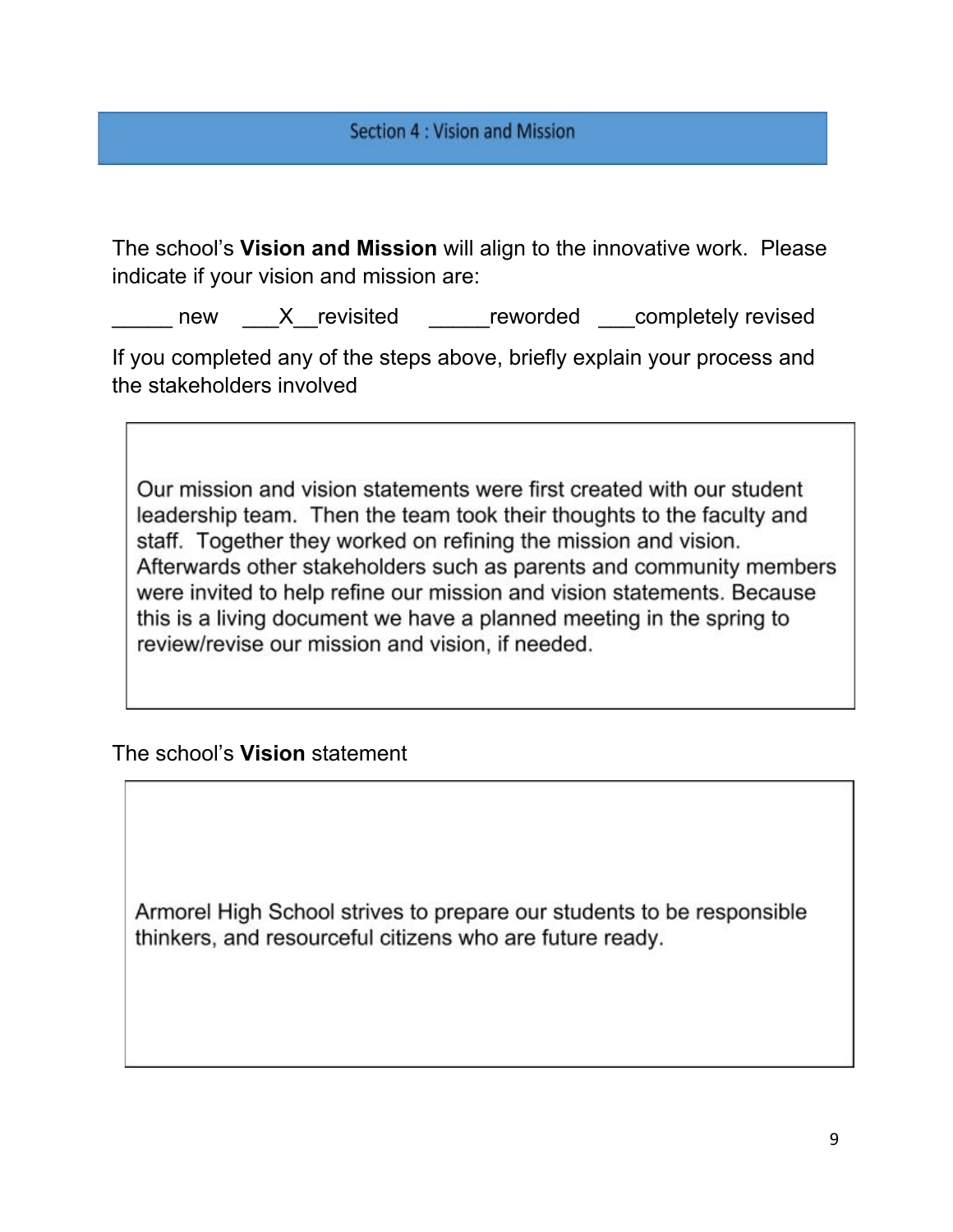## Section 4 : Vision and Mission

The school's **Vision and Mission** will align to the innovative work. Please indicate if your vision and mission are:

_____ new ___X__revisited _____reworded ___completely revised

If you completed any of the steps above, briefly explain your process and the stakeholders involved

Our mission and vision statements were first created with our student leadership team. Then the team took their thoughts to the faculty and staff. Together they worked on refining the mission and vision. Afterwards other stakeholders such as parents and community members were invited to help refine our mission and vision statements. Because this is a living document we have a planned meeting in the spring to review/revise our mission and vision, if needed.

The school's **Vision** statement

Armorel High School strives to prepare our students to be responsible thinkers, and resourceful citizens who are future ready.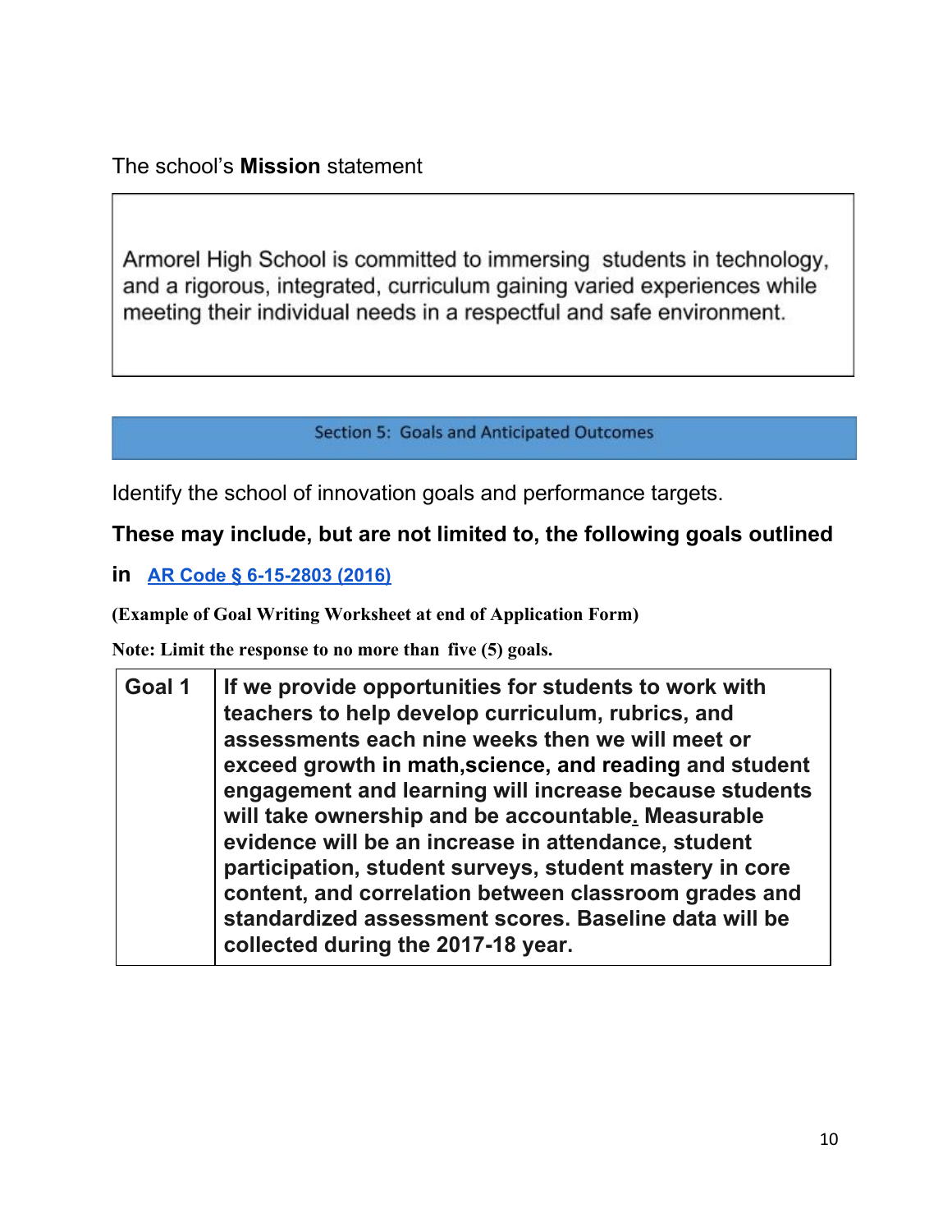The school's **Mission** statement

> Armorel High School is committed to immersing students in technology, and a rigorous, integrated, curriculum gaining varied experiences while meeting their individual needs in a respectful and safe environment.

## Section 5: Goals and Anticipated Outcomes

Identify the school of innovation goals and performance targets.

**These may include, but are not limited to, the following goals outlined in [AR Code § 6-15-2803 (2016)]**

**(Example of Goal Writing Worksheet at end of Application Form)**

**Note: Limit the response to no more than five (5) goals.**

| Goal 1 | If we provide opportunities for students to work with teachers to help develop curriculum, rubrics, and assessments each nine weeks then we will meet or exceed growth in math,science, and reading and student engagement and learning will increase because students will take ownership and be accountable. Measurable evidence will be an increase in attendance, student participation, student surveys, student mastery in core content, and correlation between classroom grades and standardized assessment scores. Baseline data will be collected during the 2017-18 year. |
|---|---|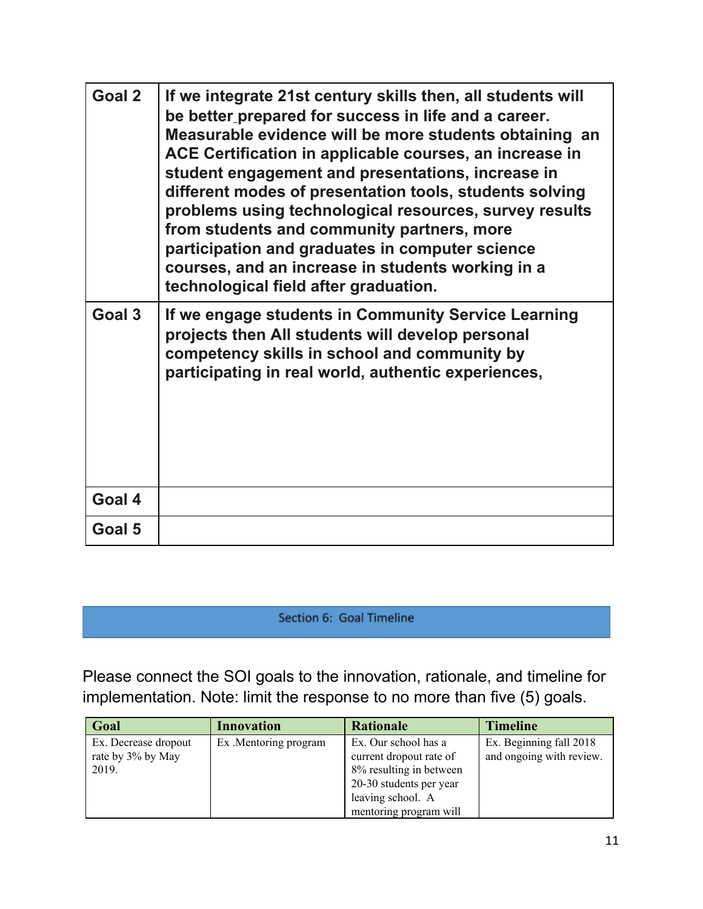| | |
|---|---|
| **Goal 2** | **If we integrate 21st century skills then, all students will be better prepared for success in life and a career. Measurable evidence will be more students obtaining an ACE Certification in applicable courses, an increase in student engagement and presentations, increase in different modes of presentation tools, students solving problems using technological resources, survey results from students and community partners, more participation and graduates in computer science courses, and an increase in students working in a technological field after graduation.** |
| **Goal 3** | **If we engage students in Community Service Learning projects then All students will develop personal competency skills in school and community by participating in real world, authentic experiences,** |
| **Goal 4** | |
| **Goal 5** | |

## Section 6: Goal Timeline

Please connect the SOI goals to the innovation, rationale, and timeline for implementation. Note: limit the response to no more than five (5) goals.

| Goal | Innovation | Rationale | Timeline |
|---|---|---|---|
| Ex. Decrease dropout rate by 3% by May 2019. | Ex .Mentoring program | Ex. Our school has a current dropout rate of 8% resulting in between 20-30 students per year leaving school. A mentoring program will | Ex. Beginning fall 2018 and ongoing with review. |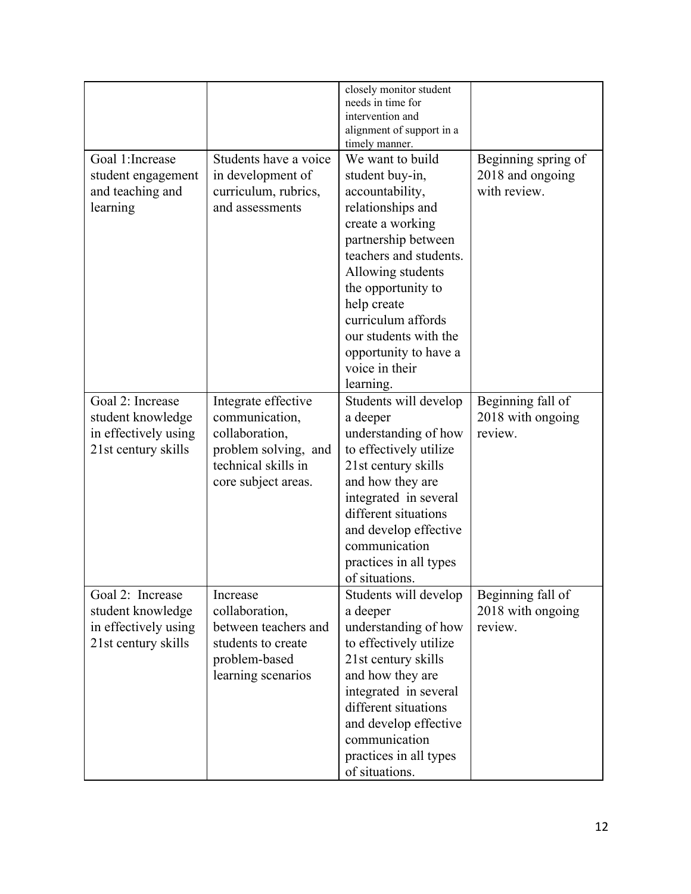|  |  |  |  |
|---|---|---|---|
|  |  | closely monitor student needs in time for intervention and alignment of support in a timely manner. |  |
| Goal 1:Increase student engagement and teaching and learning | Students have a voice in development of curriculum, rubrics, and assessments | We want to build student buy-in, accountability, relationships and create a working partnership between teachers and students. Allowing students the opportunity to help create curriculum affords our students with the opportunity to have a voice in their learning. | Beginning spring of 2018 and ongoing with review. |
| Goal 2: Increase student knowledge in effectively using 21st century skills | Integrate effective communication, collaboration, problem solving, and technical skills in core subject areas. | Students will develop a deeper understanding of how to effectively utilize 21st century skills and how they are integrated in several different situations and develop effective communication practices in all types of situations. | Beginning fall of 2018 with ongoing review. |
| Goal 2: Increase student knowledge in effectively using 21st century skills | Increase collaboration, between teachers and students to create problem-based learning scenarios | Students will develop a deeper understanding of how to effectively utilize 21st century skills and how they are integrated in several different situations and develop effective communication practices in all types of situations. | Beginning fall of 2018 with ongoing review. |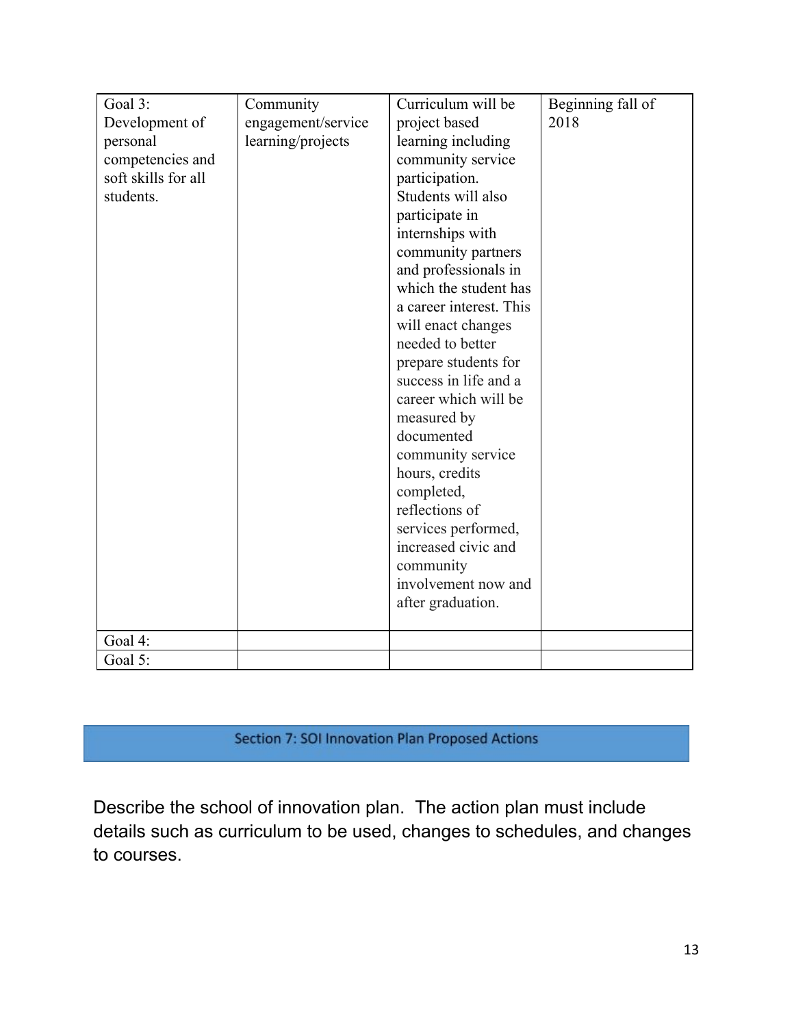| | | | |
|---|---|---|---|
| Goal 3: Development of personal competencies and soft skills for all students. | Community engagement/service learning/projects | Curriculum will be project based learning including community service participation. Students will also participate in internships with community partners and professionals in which the student has a career interest. This will enact changes needed to better prepare students for success in life and a career which will be measured by documented community service hours, credits completed, reflections of services performed, increased civic and community involvement now and after graduation. | Beginning fall of 2018 |
| Goal 4: | | | |
| Goal 5: | | | |

## Section 7: SOI Innovation Plan Proposed Actions

Describe the school of innovation plan. The action plan must include details such as curriculum to be used, changes to schedules, and changes to courses.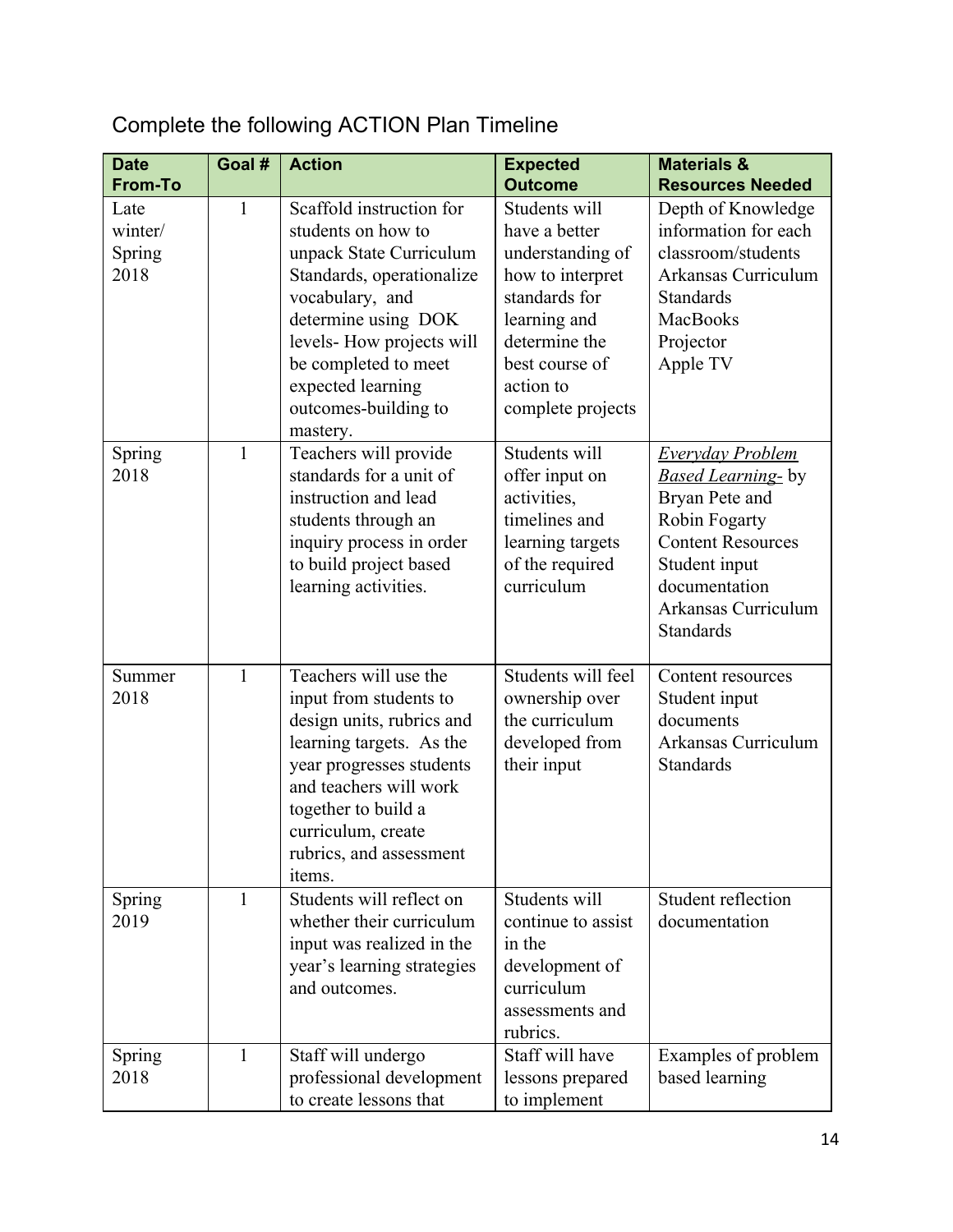Complete the following ACTION Plan Timeline

| Date From-To | Goal # | Action | Expected Outcome | Materials & Resources Needed |
|---|---|---|---|---|
| Late winter/ Spring 2018 | 1 | Scaffold instruction for students on how to unpack State Curriculum Standards, operationalize vocabulary, and determine using DOK levels- How projects will be completed to meet expected learning outcomes-building to mastery. | Students will have a better understanding of how to interpret standards for learning and determine the best course of action to complete projects | Depth of Knowledge information for each classroom/students<br>Arkansas Curriculum Standards<br>MacBooks<br>Projector<br>Apple TV |
| Spring 2018 | 1 | Teachers will provide standards for a unit of instruction and lead students through an inquiry process in order to build project based learning activities. | Students will offer input on activities, timelines and learning targets of the required curriculum | *Everyday Problem Based Learning-* by Bryan Pete and Robin Fogarty<br>Content Resources<br>Student input documentation<br>Arkansas Curriculum Standards |
| Summer 2018 | 1 | Teachers will use the input from students to design units, rubrics and learning targets. As the year progresses students and teachers will work together to build a curriculum, create rubrics, and assessment items. | Students will feel ownership over the curriculum developed from their input | Content resources<br>Student input documents<br>Arkansas Curriculum Standards |
| Spring 2019 | 1 | Students will reflect on whether their curriculum input was realized in the year's learning strategies and outcomes. | Students will continue to assist in the development of curriculum assessments and rubrics. | Student reflection documentation |
| Spring 2018 | 1 | Staff will undergo professional development to create lessons that | Staff will have lessons prepared to implement | Examples of problem based learning |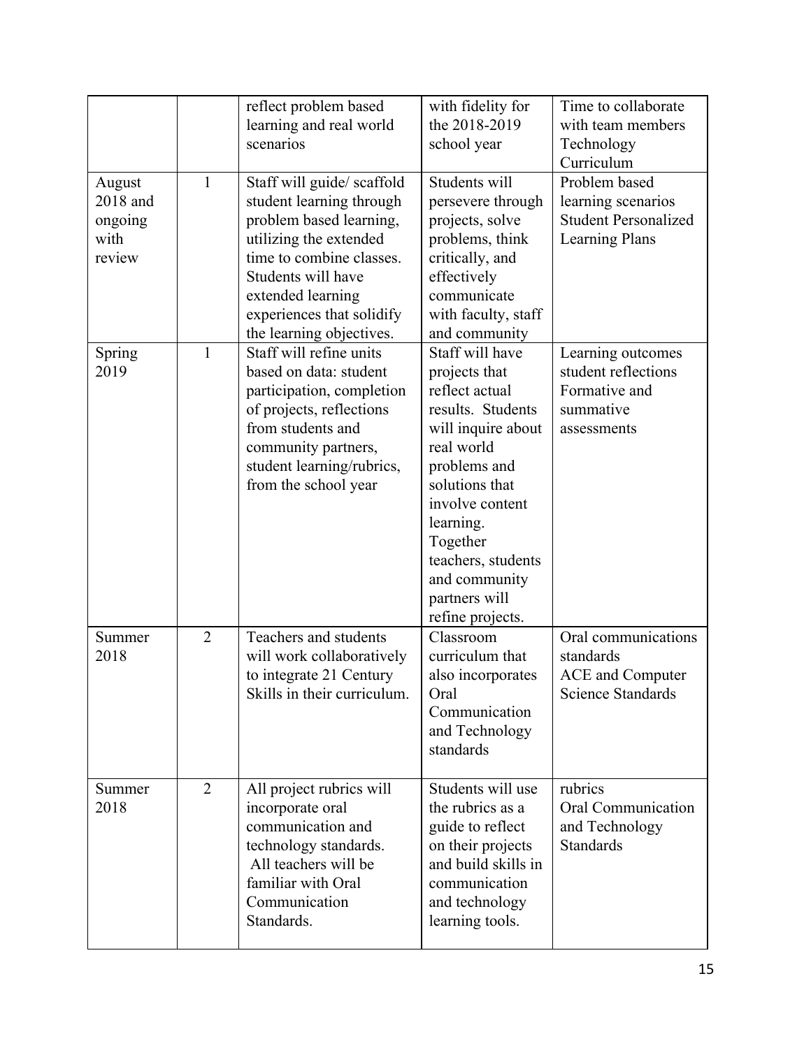| | | reflect problem based learning and real world scenarios | with fidelity for the 2018-2019 school year | Time to collaborate with team members<br>Technology<br>Curriculum |
|---|---|---|---|---|
| August 2018 and ongoing with review | 1 | Staff will guide/ scaffold student learning through problem based learning, utilizing the extended time to combine classes. Students will have extended learning experiences that solidify the learning objectives. | Students will persevere through projects, solve problems, think critically, and effectively communicate with faculty, staff and community | Problem based learning scenarios<br>Student Personalized Learning Plans |
| Spring 2019 | 1 | Staff will refine units based on data: student participation, completion of projects, reflections from students and community partners, student learning/rubrics, from the school year | Staff will have projects that reflect actual results. Students will inquire about real world problems and solutions that involve content learning. Together teachers, students and community partners will refine projects. | Learning outcomes student reflections<br>Formative and summative assessments |
| Summer 2018 | 2 | Teachers and students will work collaboratively to integrate 21 Century Skills in their curriculum. | Classroom curriculum that also incorporates Oral Communication and Technology standards | Oral communications standards<br>ACE and Computer Science Standards |
| Summer 2018 | 2 | All project rubrics will incorporate oral communication and technology standards. All teachers will be familiar with Oral Communication Standards. | Students will use the rubrics as a guide to reflect on their projects and build skills in communication and technology learning tools. | rubrics<br>Oral Communication and Technology Standards |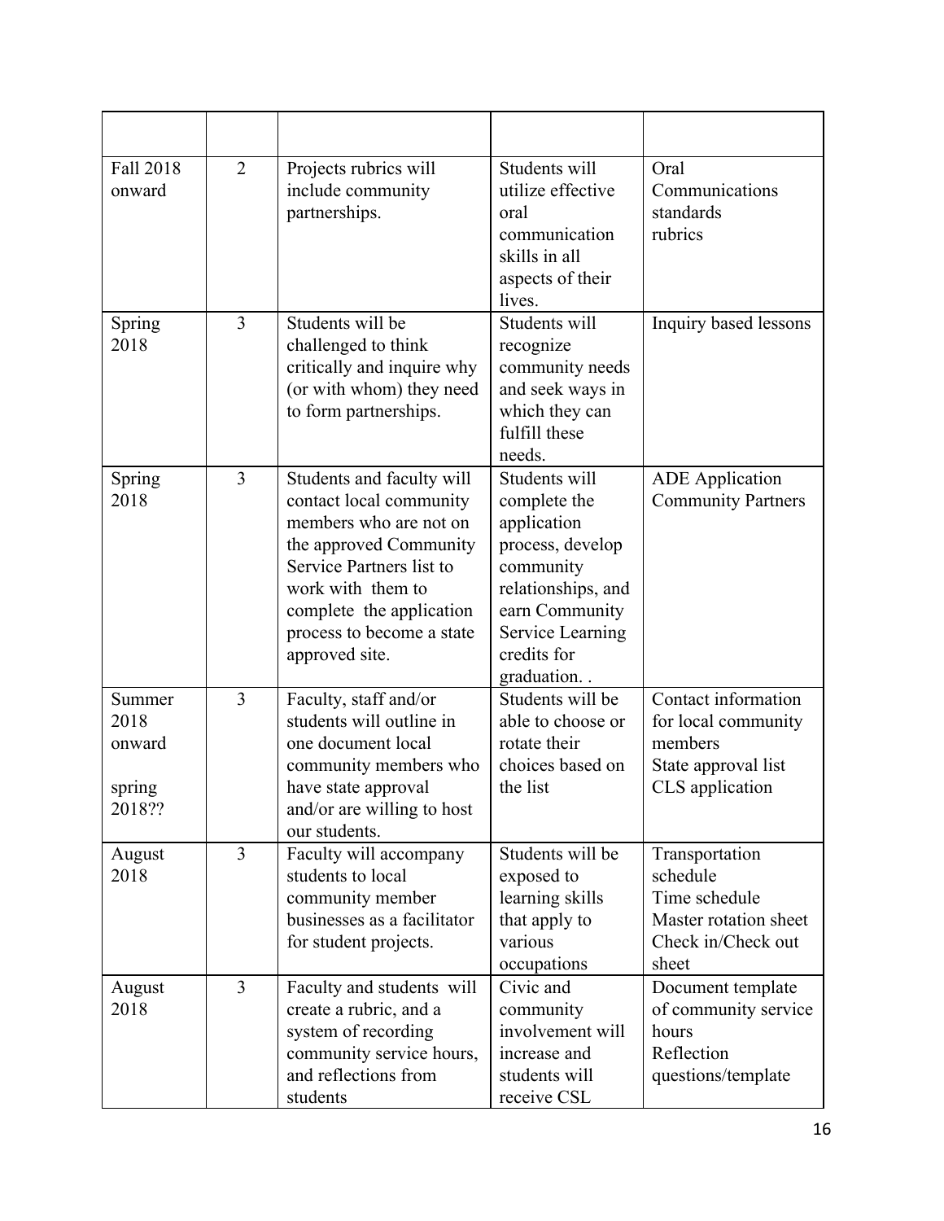| | | | | |
|---|---|---|---|---|
| Fall 2018 onward | 2 | Projects rubrics will include community partnerships. | Students will utilize effective oral communication skills in all aspects of their lives. | Oral Communications standards rubrics |
| Spring 2018 | 3 | Students will be challenged to think critically and inquire why (or with whom) they need to form partnerships. | Students will recognize community needs and seek ways in which they can fulfill these needs. | Inquiry based lessons |
| Spring 2018 | 3 | Students and faculty will contact local community members who are not on the approved Community Service Partners list to work with them to complete the application process to become a state approved site. | Students will complete the application process, develop community relationships, and earn Community Service Learning credits for graduation. . | ADE Application Community Partners |
| Summer 2018 onward<br><br>spring 2018?? | 3 | Faculty, staff and/or students will outline in one document local community members who have state approval and/or are willing to host our students. | Students will be able to choose or rotate their choices based on the list | Contact information for local community members<br>State approval list<br>CLS application |
| August 2018 | 3 | Faculty will accompany students to local community member businesses as a facilitator for student projects. | Students will be exposed to learning skills that apply to various occupations | Transportation schedule<br>Time schedule<br>Master rotation sheet<br>Check in/Check out sheet |
| August 2018 | 3 | Faculty and students will create a rubric, and a system of recording community service hours, and reflections from students | Civic and community involvement will increase and students will receive CSL | Document template of community service hours<br>Reflection questions/template |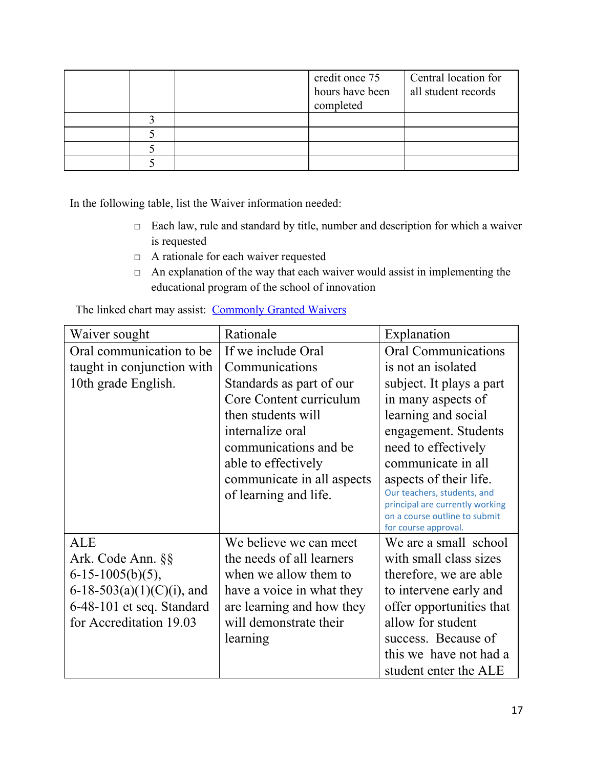| | | | credit once 75 hours have been completed | Central location for all student records |
|---|---|---|---|---|
| | 3 | | | |
| | 5 | | | |
| | 5 | | | |
| | 5 | | | |

In the following table, list the Waiver information needed:

- Each law, rule and standard by title, number and description for which a waiver is requested
- A rationale for each waiver requested
- An explanation of the way that each waiver would assist in implementing the educational program of the school of innovation

The linked chart may assist: [Commonly Granted Waivers]

| Waiver sought | Rationale | Explanation |
|---|---|---|
| Oral communication to be taught in conjunction with 10th grade English. | If we include Oral Communications Standards as part of our Core Content curriculum then students will internalize oral communications and be able to effectively communicate in all aspects of learning and life. | Oral Communications is not an isolated subject. It plays a part in many aspects of learning and social engagement. Students need to effectively communicate in all aspects of their life. Our teachers, students, and principal are currently working on a course outline to submit for course approval. |
| ALE Ark. Code Ann. §§ 6-15-1005(b)(5), 6-18-503(a)(1)(C)(i), and 6-48-101 et seq. Standard for Accreditation 19.03 | We believe we can meet the needs of all learners when we allow them to have a voice in what they are learning and how they will demonstrate their learning | We are a small school with small class sizes therefore, we are able to intervene early and offer opportunities that allow for student success. Because of this we have not had a student enter the ALE |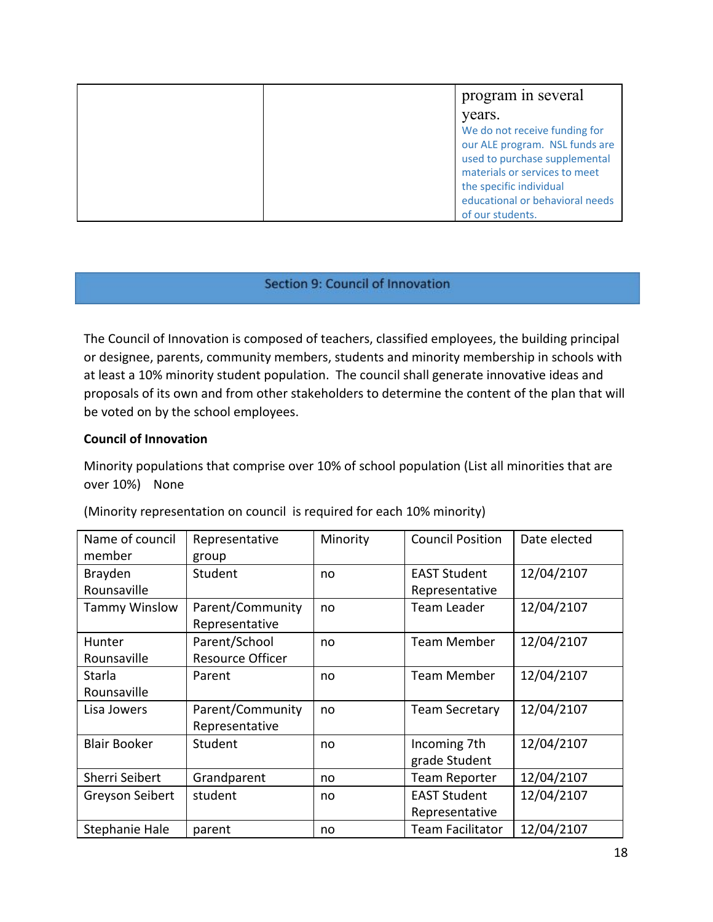|  |  | program in several years. We do not receive funding for our ALE program. NSL funds are used to purchase supplemental materials or services to meet the specific individual educational or behavioral needs of our students. |
|---|---|---|

## Section 9: Council of Innovation

The Council of Innovation is composed of teachers, classified employees, the building principal or designee, parents, community members, students and minority membership in schools with at least a 10% minority student population. The council shall generate innovative ideas and proposals of its own and from other stakeholders to determine the content of the plan that will be voted on by the school employees.

**Council of Innovation**

Minority populations that comprise over 10% of school population (List all minorities that are over 10%) None

(Minority representation on council is required for each 10% minority)

| Name of council member | Representative group | Minority | Council Position | Date elected |
|---|---|---|---|---|
| Brayden Rounsaville | Student | no | EAST Student Representative | 12/04/2107 |
| Tammy Winslow | Parent/Community Representative | no | Team Leader | 12/04/2107 |
| Hunter Rounsaville | Parent/School Resource Officer | no | Team Member | 12/04/2107 |
| Starla Rounsaville | Parent | no | Team Member | 12/04/2107 |
| Lisa Jowers | Parent/Community Representative | no | Team Secretary | 12/04/2107 |
| Blair Booker | Student | no | Incoming 7th grade Student | 12/04/2107 |
| Sherri Seibert | Grandparent | no | Team Reporter | 12/04/2107 |
| Greyson Seibert | student | no | EAST Student Representative | 12/04/2107 |
| Stephanie Hale | parent | no | Team Facilitator | 12/04/2107 |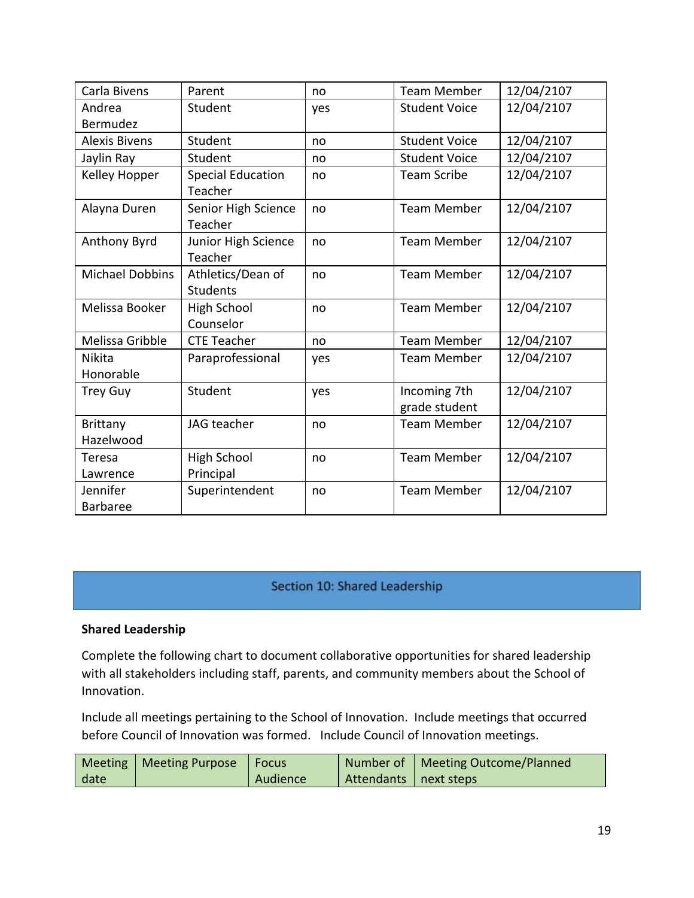| | | | | |
|---|---|---|---|---|
| Carla Bivens | Parent | no | Team Member | 12/04/2107 |
| Andrea Bermudez | Student | yes | Student Voice | 12/04/2107 |
| Alexis Bivens | Student | no | Student Voice | 12/04/2107 |
| Jaylin Ray | Student | no | Student Voice | 12/04/2107 |
| Kelley Hopper | Special Education Teacher | no | Team Scribe | 12/04/2107 |
| Alayna Duren | Senior High Science Teacher | no | Team Member | 12/04/2107 |
| Anthony Byrd | Junior High Science Teacher | no | Team Member | 12/04/2107 |
| Michael Dobbins | Athletics/Dean of Students | no | Team Member | 12/04/2107 |
| Melissa Booker | High School Counselor | no | Team Member | 12/04/2107 |
| Melissa Gribble | CTE Teacher | no | Team Member | 12/04/2107 |
| Nikita Honorable | Paraprofessional | yes | Team Member | 12/04/2107 |
| Trey Guy | Student | yes | Incoming 7th grade student | 12/04/2107 |
| Brittany Hazelwood | JAG teacher | no | Team Member | 12/04/2107 |
| Teresa Lawrence | High School Principal | no | Team Member | 12/04/2107 |
| Jennifer Barbaree | Superintendent | no | Team Member | 12/04/2107 |

## Section 10: Shared Leadership

**Shared Leadership**

Complete the following chart to document collaborative opportunities for shared leadership with all stakeholders including staff, parents, and community members about the School of Innovation.

Include all meetings pertaining to the School of Innovation. Include meetings that occurred before Council of Innovation was formed. Include Council of Innovation meetings.

| Meeting date | Meeting Purpose | Focus Audience | Number of Attendants | Meeting Outcome/Planned next steps |
|---|---|---|---|---|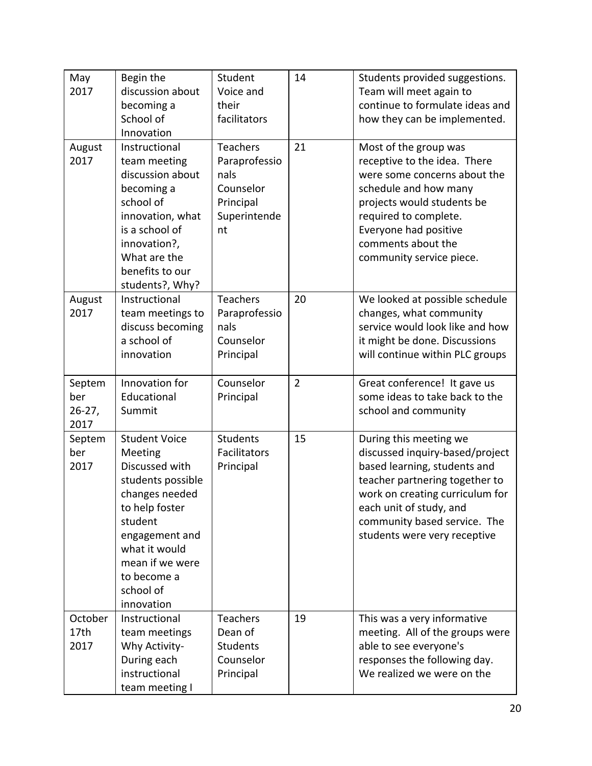| May 2017 | Begin the discussion about becoming a School of Innovation | Student Voice and their facilitators | 14 | Students provided suggestions. Team will meet again to continue to formulate ideas and how they can be implemented. |
|---|---|---|---|---|
| August 2017 | Instructional team meeting discussion about becoming a school of innovation, what is a school of innovation?, What are the benefits to our students?, Why? | Teachers<br>Paraprofessionals<br>Counselor<br>Principal<br>Superintendent | 21 | Most of the group was receptive to the idea. There were some concerns about the schedule and how many projects would students be required to complete. Everyone had positive comments about the community service piece. |
| August 2017 | Instructional team meetings to discuss becoming a school of innovation | Teachers<br>Paraprofessionals<br>Counselor<br>Principal | 20 | We looked at possible schedule changes, what community service would look like and how it might be done. Discussions will continue within PLC groups |
| September 26-27, 2017 | Innovation for Educational Summit | Counselor<br>Principal | 2 | Great conference! It gave us some ideas to take back to the school and community |
| September 2017 | Student Voice Meeting Discussed with students possible changes needed to help foster student engagement and what it would mean if we were to become a school of innovation | Students<br>Facilitators<br>Principal | 15 | During this meeting we discussed inquiry-based/project based learning, students and teacher partnering together to work on creating curriculum for each unit of study, and community based service. The students were very receptive |
| October 17th 2017 | Instructional team meetings Why Activity- During each instructional team meeting I | Teachers<br>Dean of Students<br>Counselor<br>Principal | 19 | This was a very informative meeting. All of the groups were able to see everyone's responses the following day. We realized we were on the |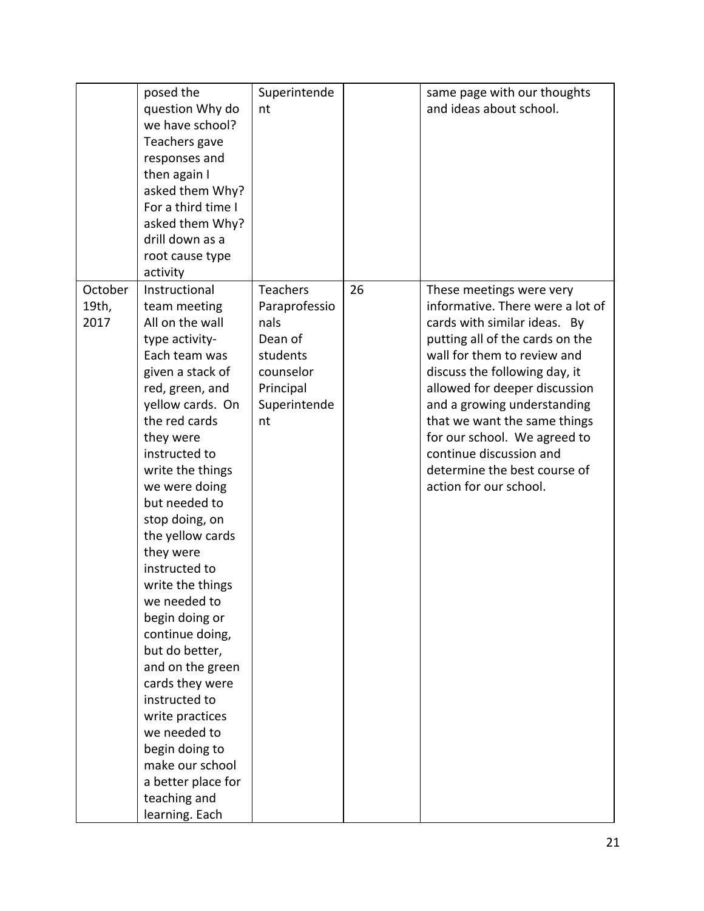| | | | | |
|---|---|---|---|---|
| | posed the question Why do we have school? Teachers gave responses and then again I asked them Why? For a third time I asked them Why? drill down as a root cause type activity | Superintendent | | same page with our thoughts and ideas about school. |
| October 19th, 2017 | Instructional team meeting All on the wall type activity- Each team was given a stack of red, green, and yellow cards. On the red cards they were instructed to write the things we were doing but needed to stop doing, on the yellow cards they were instructed to write the things we needed to begin doing or continue doing, but do better, and on the green cards they were instructed to write practices we needed to begin doing to make our school a better place for teaching and learning. Each | Teachers Paraprofessionals Dean of students counselor Principal Superintendent | 26 | These meetings were very informative. There were a lot of cards with similar ideas. By putting all of the cards on the wall for them to review and discuss the following day, it allowed for deeper discussion and a growing understanding that we want the same things for our school. We agreed to continue discussion and determine the best course of action for our school. |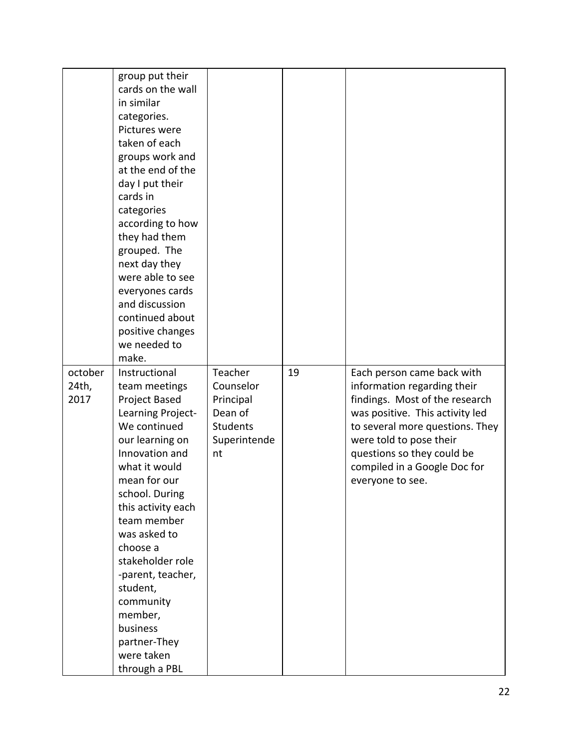| | | | | |
|---|---|---|---|---|
| | group put their cards on the wall in similar categories. Pictures were taken of each groups work and at the end of the day I put their cards in categories according to how they had them grouped. The next day they were able to see everyones cards and discussion continued about positive changes we needed to make. | | | |
| october 24th, 2017 | Instructional team meetings Project Based Learning Project- We continued our learning on Innovation and what it would mean for our school. During this activity each team member was asked to choose a stakeholder role -parent, teacher, student, community member, business partner-They were taken through a PBL | Teacher Counselor Principal Dean of Students Superintendent | 19 | Each person came back with information regarding their findings. Most of the research was positive. This activity led to several more questions. They were told to pose their questions so they could be compiled in a Google Doc for everyone to see. |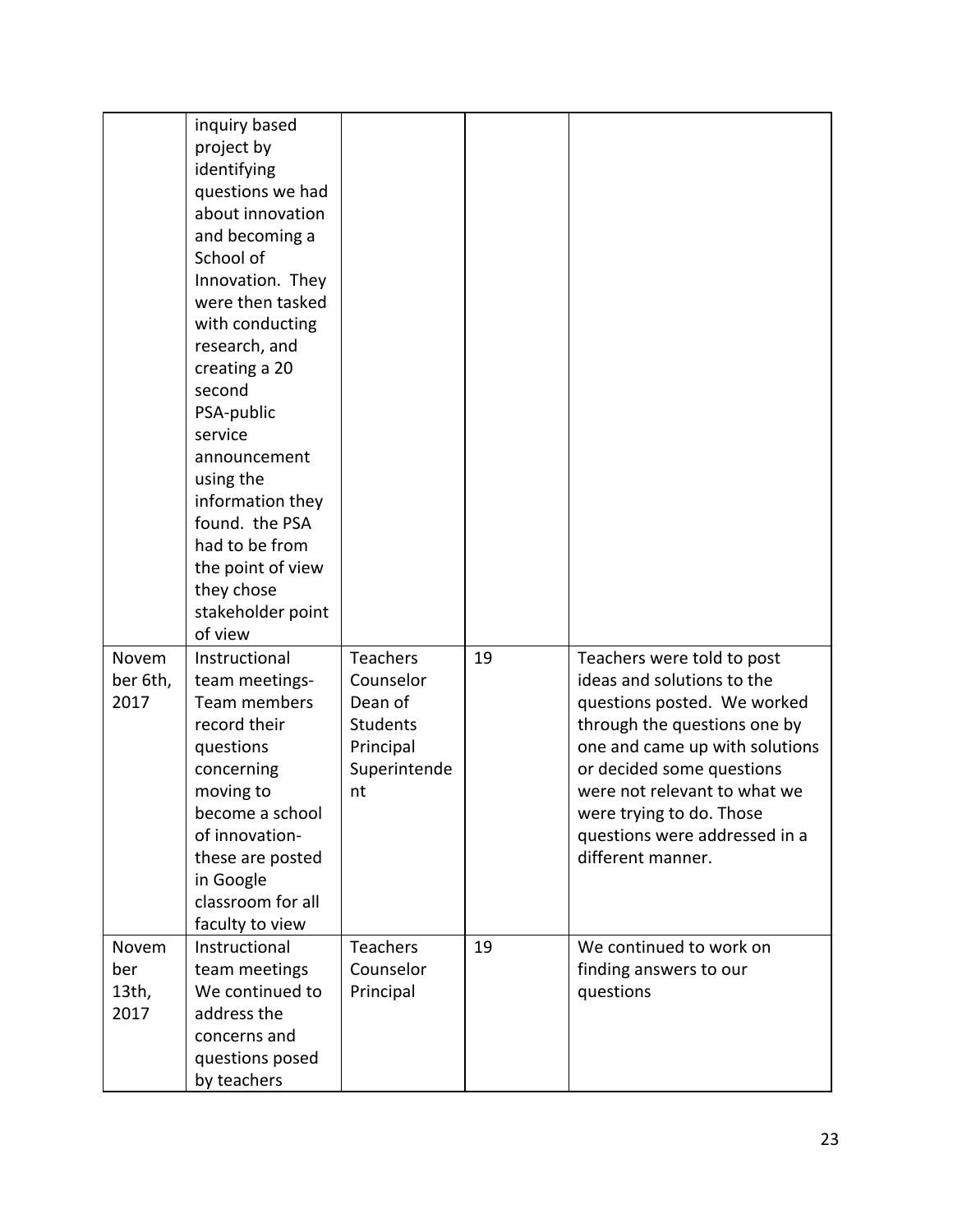| | | | | |
|---|---|---|---|---|
| | inquiry based project by identifying questions we had about innovation and becoming a School of Innovation. They were then tasked with conducting research, and creating a 20 second PSA-public service announcement using the information they found. the PSA had to be from the point of view they chose stakeholder point of view | | | |
| November 6th, 2017 | Instructional team meetings- Team members record their questions concerning moving to become a school of innovation- these are posted in Google classroom for all faculty to view | Teachers Counselor Dean of Students Principal Superintendent | 19 | Teachers were told to post ideas and solutions to the questions posted. We worked through the questions one by one and came up with solutions or decided some questions were not relevant to what we were trying to do. Those questions were addressed in a different manner. |
| November 13th, 2017 | Instructional team meetings We continued to address the concerns and questions posed by teachers | Teachers Counselor Principal | 19 | We continued to work on finding answers to our questions |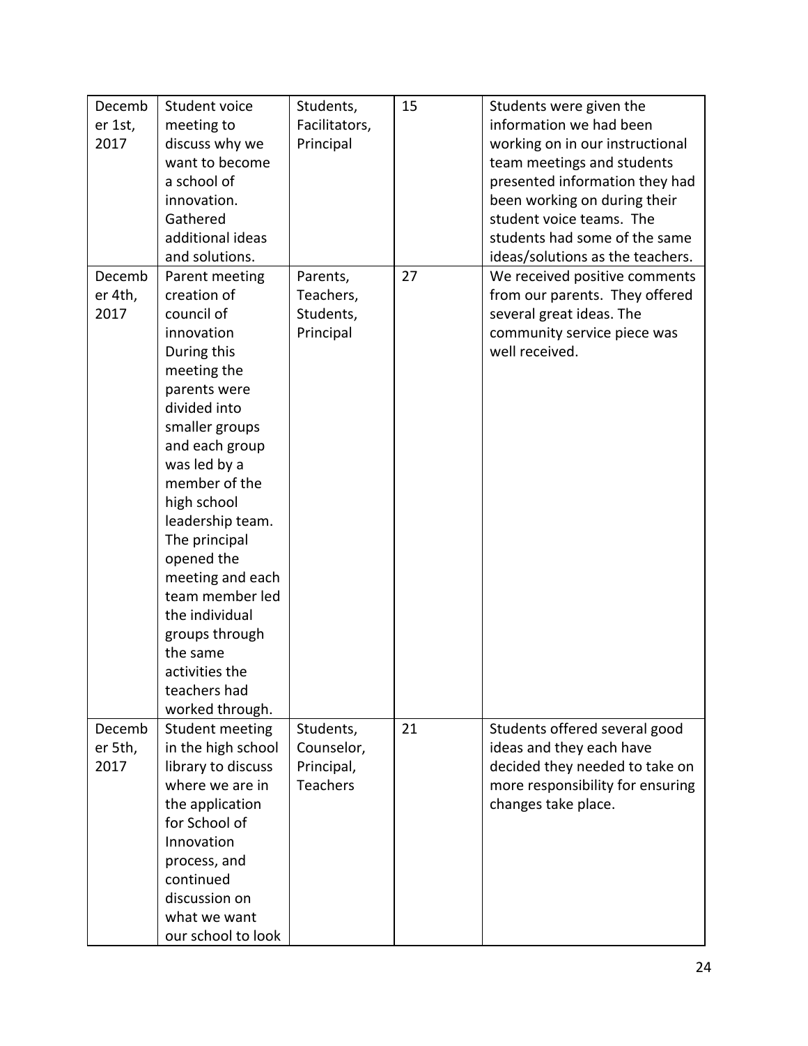| December 1st, 2017 | Student voice meeting to discuss why we want to become a school of innovation. Gathered additional ideas and solutions. | Students, Facilitators, Principal | 15 | Students were given the information we had been working on in our instructional team meetings and students presented information they had been working on during their student voice teams. The students had some of the same ideas/solutions as the teachers. |
|---|---|---|---|---|
| December 4th, 2017 | Parent meeting creation of council of innovation During this meeting the parents were divided into smaller groups and each group was led by a member of the high school leadership team. The principal opened the meeting and each team member led the individual groups through the same activities the teachers had worked through. | Parents, Teachers, Students, Principal | 27 | We received positive comments from our parents. They offered several great ideas. The community service piece was well received. |
| December 5th, 2017 | Student meeting in the high school library to discuss where we are in the application for School of Innovation process, and continued discussion on what we want our school to look | Students, Counselor, Principal, Teachers | 21 | Students offered several good ideas and they each have decided they needed to take on more responsibility for ensuring changes take place. |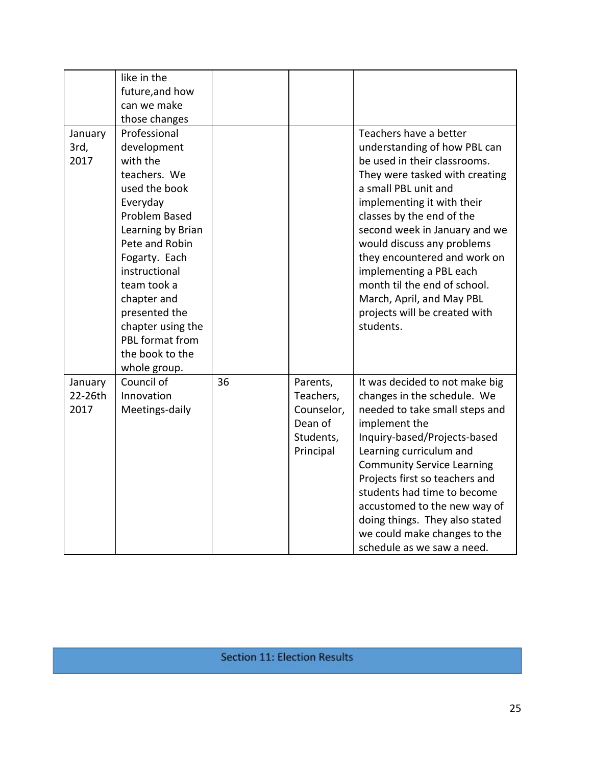| | | | | |
|---|---|---|---|---|
| | like in the future,and how can we make those changes | | | |
| January 3rd, 2017 | Professional development with the teachers. We used the book Everyday Problem Based Learning by Brian Pete and Robin Fogarty. Each instructional team took a chapter and presented the chapter using the PBL format from the book to the whole group. | | | Teachers have a better understanding of how PBL can be used in their classrooms. They were tasked with creating a small PBL unit and implementing it with their classes by the end of the second week in January and we would discuss any problems they encountered and work on implementing a PBL each month til the end of school. March, April, and May PBL projects will be created with students. |
| January 22-26th 2017 | Council of Innovation Meetings-daily | 36 | Parents, Teachers, Counselor, Dean of Students, Principal | It was decided to not make big changes in the schedule. We needed to take small steps and implement the Inquiry-based/Projects-based Learning curriculum and Community Service Learning Projects first so teachers and students had time to become accustomed to the new way of doing things. They also stated we could make changes to the schedule as we saw a need. |

## Section 11: Election Results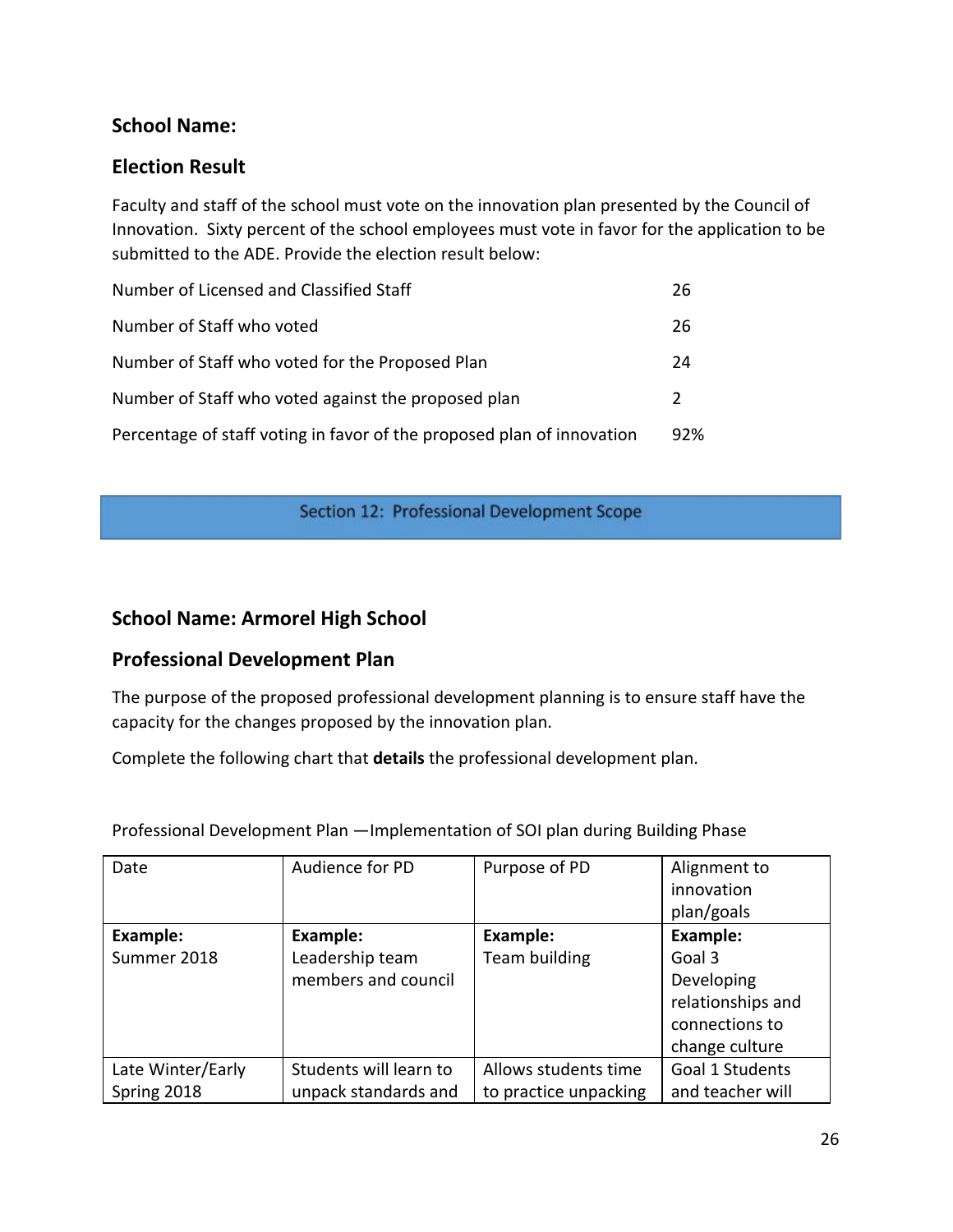## School Name:

## Election Result

Faculty and staff of the school must vote on the innovation plan presented by the Council of Innovation. Sixty percent of the school employees must vote in favor for the application to be submitted to the ADE. Provide the election result below:

| | |
|---|---|
| Number of Licensed and Classified Staff | 26 |
| Number of Staff who voted | 26 |
| Number of Staff who voted for the Proposed Plan | 24 |
| Number of Staff who voted against the proposed plan | 2 |
| Percentage of staff voting in favor of the proposed plan of innovation | 92% |

## Section 12: Professional Development Scope

## School Name: Armorel High School

## Professional Development Plan

The purpose of the proposed professional development planning is to ensure staff have the capacity for the changes proposed by the innovation plan.

Complete the following chart that **details** the professional development plan.

Professional Development Plan —Implementation of SOI plan during Building Phase

| Date | Audience for PD | Purpose of PD | Alignment to innovation plan/goals |
|---|---|---|---|
| **Example:** Summer 2018 | **Example:** Leadership team members and council | **Example:** Team building | **Example:** Goal 3 Developing relationships and connections to change culture |
| Late Winter/Early Spring 2018 | Students will learn to unpack standards and | Allows students time to practice unpacking | Goal 1 Students and teacher will |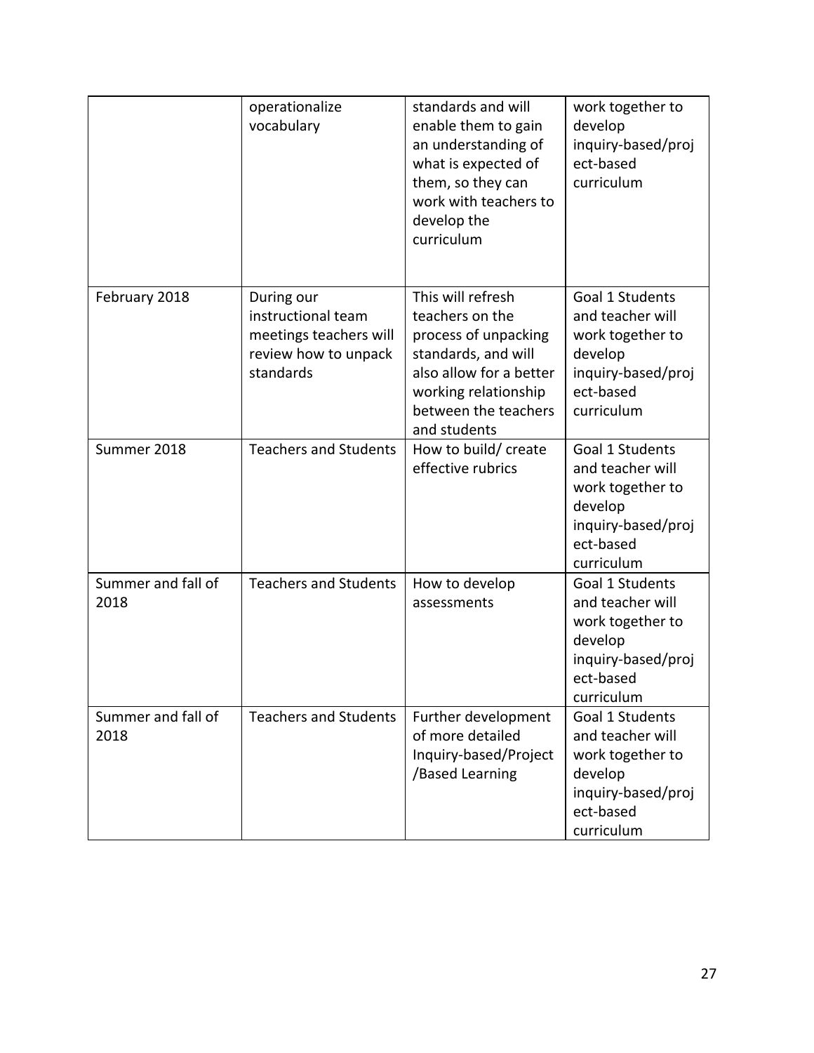| | | | |
|---|---|---|---|
| | operationalize vocabulary | standards and will enable them to gain an understanding of what is expected of them, so they can work with teachers to develop the curriculum | work together to develop inquiry-based/project-based curriculum |
| February 2018 | During our instructional team meetings teachers will review how to unpack standards | This will refresh teachers on the process of unpacking standards, and will also allow for a better working relationship between the teachers and students | Goal 1 Students and teacher will work together to develop inquiry-based/project-based curriculum |
| Summer 2018 | Teachers and Students | How to build/ create effective rubrics | Goal 1 Students and teacher will work together to develop inquiry-based/project-based curriculum |
| Summer and fall of 2018 | Teachers and Students | How to develop assessments | Goal 1 Students and teacher will work together to develop inquiry-based/project-based curriculum |
| Summer and fall of 2018 | Teachers and Students | Further development of more detailed Inquiry-based/Project/Based Learning | Goal 1 Students and teacher will work together to develop inquiry-based/project-based curriculum |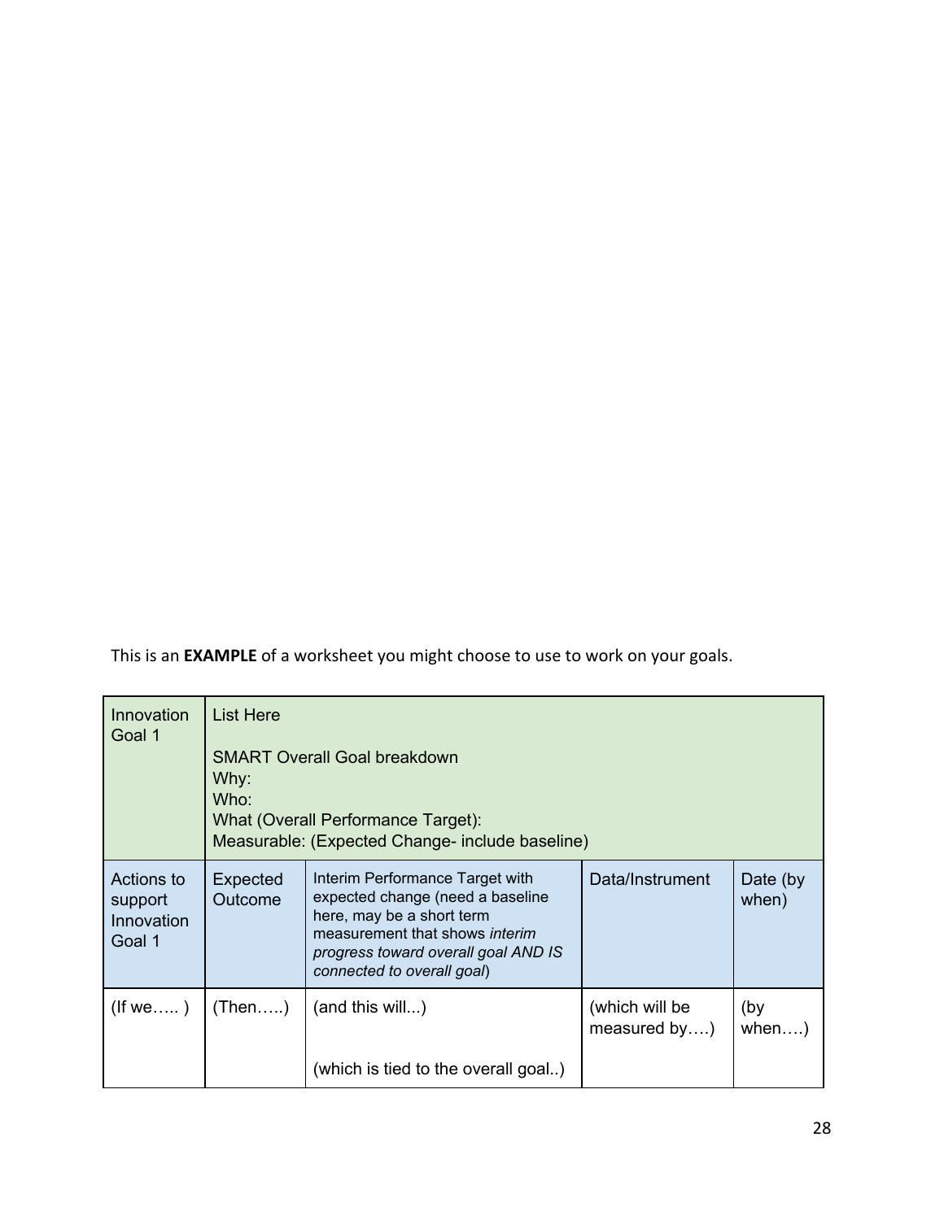This is an **EXAMPLE** of a worksheet you might choose to use to work on your goals.

| Innovation Goal 1 | List Here<br><br>SMART Overall Goal breakdown<br>Why:<br>Who:<br>What (Overall Performance Target):<br>Measurable: (Expected Change- include baseline) | | | |
|---|---|---|---|---|
| Actions to support Innovation Goal 1 | Expected Outcome | Interim Performance Target with expected change (need a baseline here, may be a short term measurement that shows *interim progress toward overall goal AND IS connected to overall goal*) | Data/Instrument | Date (by when) |
| (If we….. ) | (Then…..) | (and this will...)<br><br>(which is tied to the overall goal..) | (which will be measured by….) | (by when….) |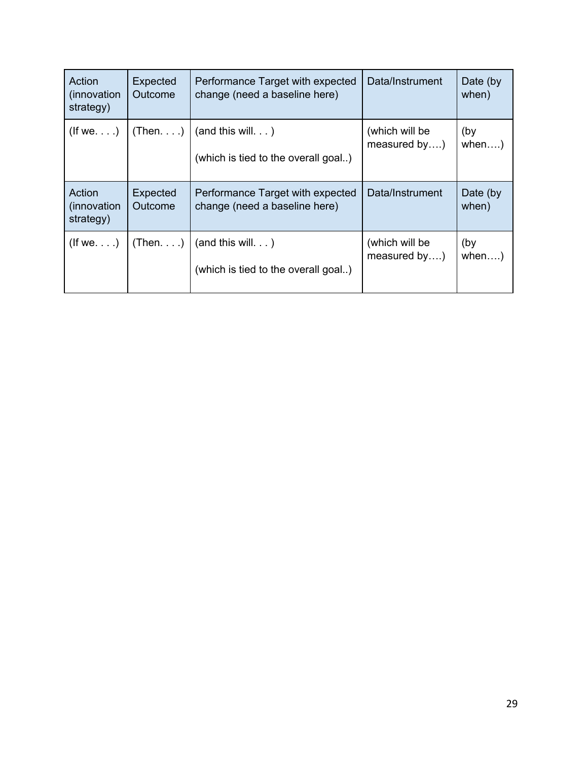| Action (innovation strategy) | Expected Outcome | Performance Target with expected change (need a baseline here) | Data/Instrument | Date (by when) |
|---|---|---|---|---|
| (If we. . . .) | (Then. . . .) | (and this will. . . )<br><br>(which is tied to the overall goal..) | (which will be measured by….) | (by when….) |

| Action (innovation strategy) | Expected Outcome | Performance Target with expected change (need a baseline here) | Data/Instrument | Date (by when) |
|---|---|---|---|---|
| (If we. . . .) | (Then. . . .) | (and this will. . . )<br><br>(which is tied to the overall goal..) | (which will be measured by….) | (by when….) |